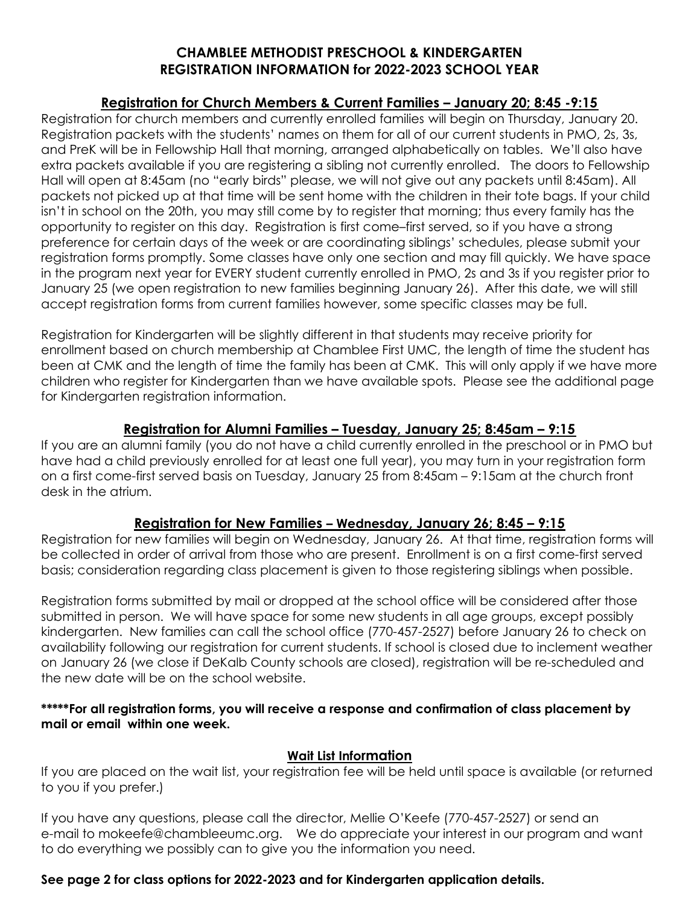# CHAMBLEE METHODIST PRESCHOOL & KINDERGARTEN
# REGISTRATION INFORMATION for 2022-2023 SCHOOL YEAR

## Registration for Church Members & Current Families – January 20; 8:45 -9:15

Registration for church members and currently enrolled families will begin on Thursday, January 20. Registration packets with the students' names on them for all of our current students in PMO, 2s, 3s, and PreK will be in Fellowship Hall that morning, arranged alphabetically on tables. We'll also have extra packets available if you are registering a sibling not currently enrolled. The doors to Fellowship Hall will open at 8:45am (no "early birds" please, we will not give out any packets until 8:45am). All packets not picked up at that time will be sent home with the children in their tote bags. If your child isn't in school on the 20th, you may still come by to register that morning; thus every family has the opportunity to register on this day. Registration is first come–first served, so if you have a strong preference for certain days of the week or are coordinating siblings' schedules, please submit your registration forms promptly. Some classes have only one section and may fill quickly. We have space in the program next year for EVERY student currently enrolled in PMO, 2s and 3s if you register prior to January 25 (we open registration to new families beginning January 26). After this date, we will still accept registration forms from current families however, some specific classes may be full.

Registration for Kindergarten will be slightly different in that students may receive priority for enrollment based on church membership at Chamblee First UMC, the length of time the student has been at CMK and the length of time the family has been at CMK. This will only apply if we have more children who register for Kindergarten than we have available spots. Please see the additional page for Kindergarten registration information.

## Registration for Alumni Families – Tuesday, January 25; 8:45am – 9:15

If you are an alumni family (you do not have a child currently enrolled in the preschool or in PMO but have had a child previously enrolled for at least one full year), you may turn in your registration form on a first come-first served basis on Tuesday, January 25 from 8:45am – 9:15am at the church front desk in the atrium.

## Registration for New Families – Wednesday, January 26; 8:45 – 9:15

Registration for new families will begin on Wednesday, January 26. At that time, registration forms will be collected in order of arrival from those who are present. Enrollment is on a first come-first served basis; consideration regarding class placement is given to those registering siblings when possible.

Registration forms submitted by mail or dropped at the school office will be considered after those submitted in person. We will have space for some new students in all age groups, except possibly kindergarten. New families can call the school office (770-457-2527) before January 26 to check on availability following our registration for current students. If school is closed due to inclement weather on January 26 (we close if DeKalb County schools are closed), registration will be re-scheduled and the new date will be on the school website.

**\*\*\*\*\*For all registration forms, you will receive a response and confirmation of class placement by mail or email within one week.**

## Wait List Information

If you are placed on the wait list, your registration fee will be held until space is available (or returned to you if you prefer.)

If you have any questions, please call the director, Mellie O'Keefe (770-457-2527) or send an e-mail to mokeefe@chambleeumc.org. We do appreciate your interest in our program and want to do everything we possibly can to give you the information you need.

**See page 2 for class options for 2022-2023 and for Kindergarten application details.**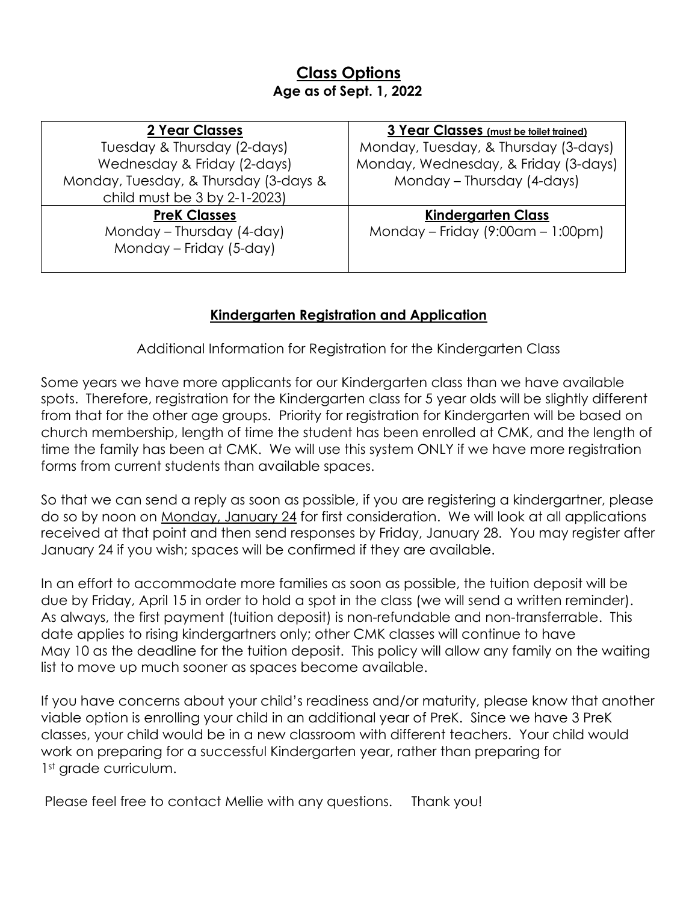## Class Options

**Age as of Sept. 1, 2022**

| | |
|---|---|
| **2 Year Classes**<br>Tuesday & Thursday (2-days)<br>Wednesday & Friday (2-days)<br>Monday, Tuesday, & Thursday (3-days & child must be 3 by 2-1-2023) | **3 Year Classes** (must be toilet trained)<br>Monday, Tuesday, & Thursday (3-days)<br>Monday, Wednesday, & Friday (3-days)<br>Monday – Thursday (4-days) |
| **PreK Classes**<br>Monday – Thursday (4-day)<br>Monday – Friday (5-day) | **Kindergarten Class**<br>Monday – Friday (9:00am – 1:00pm) |

## Kindergarten Registration and Application

Additional Information for Registration for the Kindergarten Class

Some years we have more applicants for our Kindergarten class than we have available spots. Therefore, registration for the Kindergarten class for 5 year olds will be slightly different from that for the other age groups. Priority for registration for Kindergarten will be based on church membership, length of time the student has been enrolled at CMK, and the length of time the family has been at CMK. We will use this system ONLY if we have more registration forms from current students than available spaces.

So that we can send a reply as soon as possible, if you are registering a kindergartner, please do so by noon on Monday, January 24 for first consideration. We will look at all applications received at that point and then send responses by Friday, January 28. You may register after January 24 if you wish; spaces will be confirmed if they are available.

In an effort to accommodate more families as soon as possible, the tuition deposit will be due by Friday, April 15 in order to hold a spot in the class (we will send a written reminder). As always, the first payment (tuition deposit) is non-refundable and non-transferrable. This date applies to rising kindergartners only; other CMK classes will continue to have May 10 as the deadline for the tuition deposit. This policy will allow any family on the waiting list to move up much sooner as spaces become available.

If you have concerns about your child's readiness and/or maturity, please know that another viable option is enrolling your child in an additional year of PreK. Since we have 3 PreK classes, your child would be in a new classroom with different teachers. Your child would work on preparing for a successful Kindergarten year, rather than preparing for 1st grade curriculum.

Please feel free to contact Mellie with any questions. Thank you!